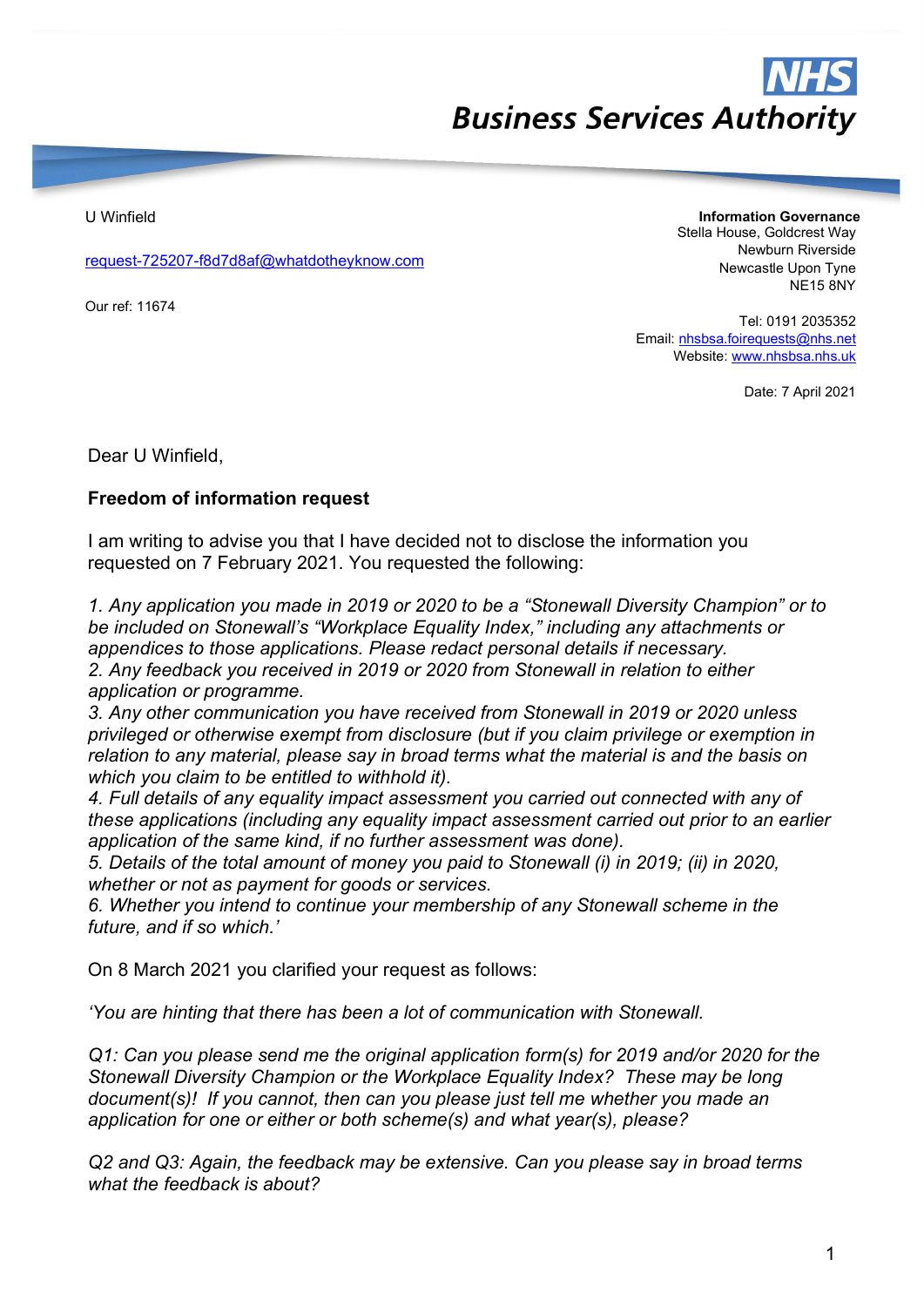**NHS**
**Business Services Authority**

U Winfield

request-725207-f8d7d8af@whatdotheyknow.com

Our ref: 11674

**Information Governance**
Stella House, Goldcrest Way
Newburn Riverside
Newcastle Upon Tyne
NE15 8NY

Tel: 0191 2035352
Email: nhsbsa.foirequests@nhs.net
Website: www.nhsbsa.nhs.uk

Date: 7 April 2021

Dear U Winfield,

**Freedom of information request**

I am writing to advise you that I have decided not to disclose the information you requested on 7 February 2021. You requested the following:

*1. Any application you made in 2019 or 2020 to be a "Stonewall Diversity Champion" or to be included on Stonewall's "Workplace Equality Index," including any attachments or appendices to those applications. Please redact personal details if necessary.*
*2. Any feedback you received in 2019 or 2020 from Stonewall in relation to either application or programme.*
*3. Any other communication you have received from Stonewall in 2019 or 2020 unless privileged or otherwise exempt from disclosure (but if you claim privilege or exemption in relation to any material, please say in broad terms what the material is and the basis on which you claim to be entitled to withhold it).*
*4. Full details of any equality impact assessment you carried out connected with any of these applications (including any equality impact assessment carried out prior to an earlier application of the same kind, if no further assessment was done).*
*5. Details of the total amount of money you paid to Stonewall (i) in 2019; (ii) in 2020, whether or not as payment for goods or services.*
*6. Whether you intend to continue your membership of any Stonewall scheme in the future, and if so which.'*

On 8 March 2021 you clarified your request as follows:

*'You are hinting that there has been a lot of communication with Stonewall.*

*Q1: Can you please send me the original application form(s) for 2019 and/or 2020 for the Stonewall Diversity Champion or the Workplace Equality Index? These may be long document(s)! If you cannot, then can you please just tell me whether you made an application for one or either or both scheme(s) and what year(s), please?*

*Q2 and Q3: Again, the feedback may be extensive. Can you please say in broad terms what the feedback is about?*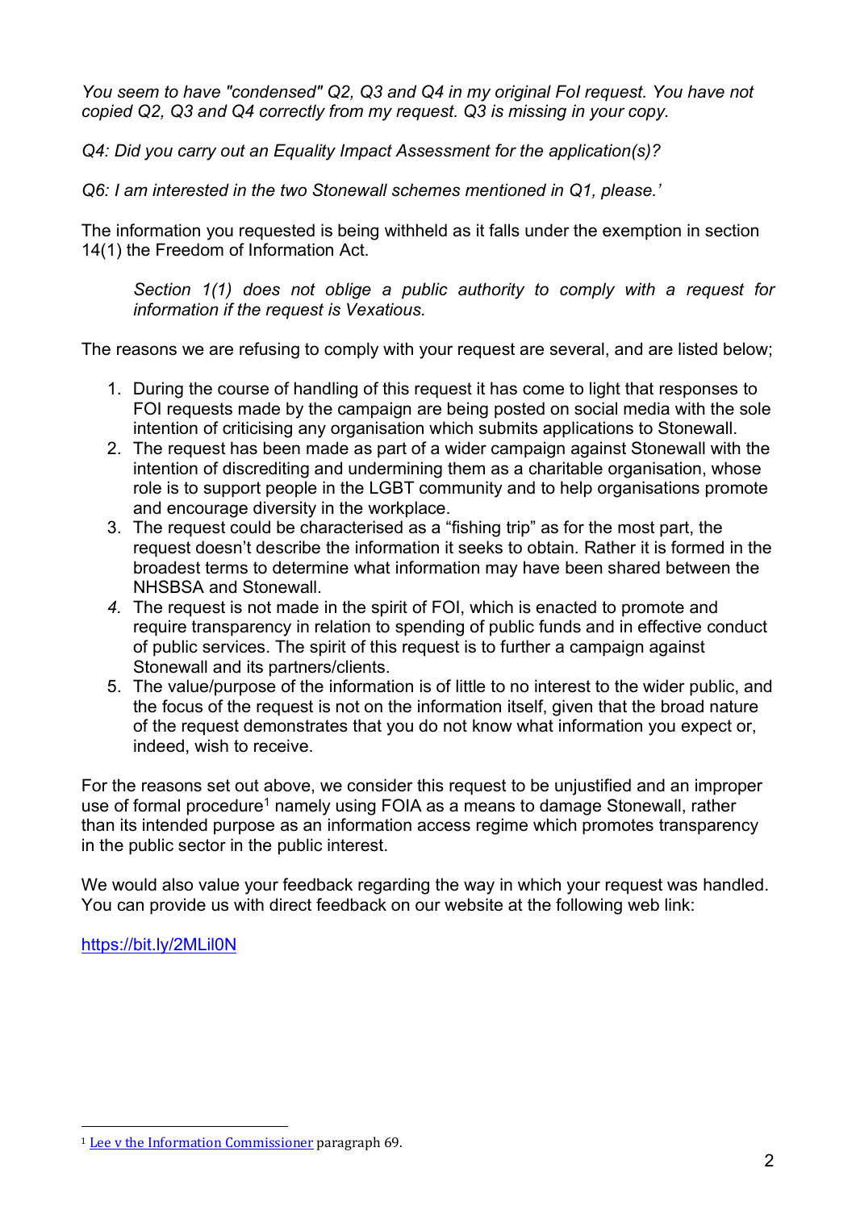*You seem to have "condensed" Q2, Q3 and Q4 in my original FoI request. You have not copied Q2, Q3 and Q4 correctly from my request. Q3 is missing in your copy.*

*Q4: Did you carry out an Equality Impact Assessment for the application(s)?*

*Q6: I am interested in the two Stonewall schemes mentioned in Q1, please.'*

The information you requested is being withheld as it falls under the exemption in section 14(1) the Freedom of Information Act.

> *Section 1(1) does not oblige a public authority to comply with a request for information if the request is Vexatious.*

The reasons we are refusing to comply with your request are several, and are listed below;

1. During the course of handling of this request it has come to light that responses to FOI requests made by the campaign are being posted on social media with the sole intention of criticising any organisation which submits applications to Stonewall.
2. The request has been made as part of a wider campaign against Stonewall with the intention of discrediting and undermining them as a charitable organisation, whose role is to support people in the LGBT community and to help organisations promote and encourage diversity in the workplace.
3. The request could be characterised as a "fishing trip" as for the most part, the request doesn't describe the information it seeks to obtain. Rather it is formed in the broadest terms to determine what information may have been shared between the NHSBSA and Stonewall.
4. The request is not made in the spirit of FOI, which is enacted to promote and require transparency in relation to spending of public funds and in effective conduct of public services. The spirit of this request is to further a campaign against Stonewall and its partners/clients.
5. The value/purpose of the information is of little to no interest to the wider public, and the focus of the request is not on the information itself, given that the broad nature of the request demonstrates that you do not know what information you expect or, indeed, wish to receive.

For the reasons set out above, we consider this request to be unjustified and an improper use of formal procedure[1] namely using FOIA as a means to damage Stonewall, rather than its intended purpose as an information access regime which promotes transparency in the public sector in the public interest.

We would also value your feedback regarding the way in which your request was handled. You can provide us with direct feedback on our website at the following web link:

https://bit.ly/2MLil0N

[1] Lee v the Information Commissioner paragraph 69.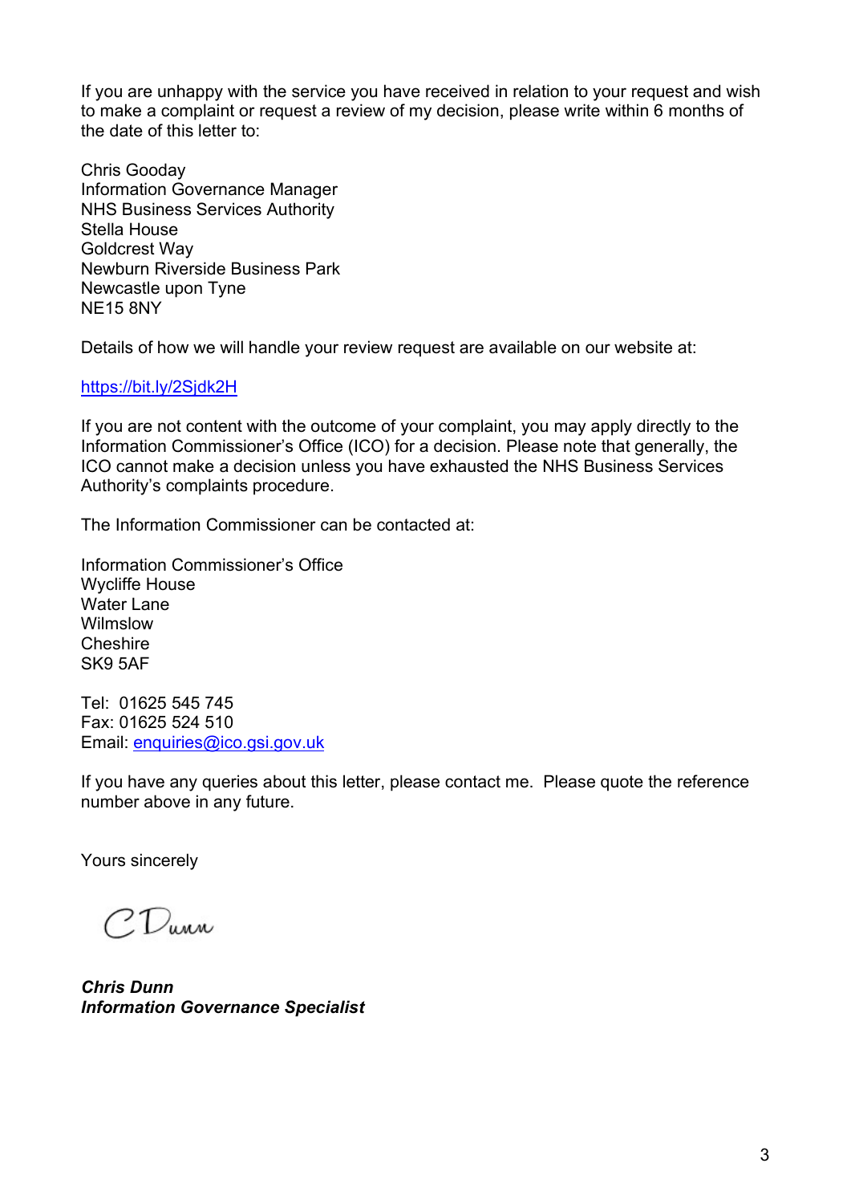If you are unhappy with the service you have received in relation to your request and wish to make a complaint or request a review of my decision, please write within 6 months of the date of this letter to:

Chris Gooday
Information Governance Manager
NHS Business Services Authority
Stella House
Goldcrest Way
Newburn Riverside Business Park
Newcastle upon Tyne
NE15 8NY

Details of how we will handle your review request are available on our website at:

https://bit.ly/2Sjdk2H

If you are not content with the outcome of your complaint, you may apply directly to the Information Commissioner's Office (ICO) for a decision. Please note that generally, the ICO cannot make a decision unless you have exhausted the NHS Business Services Authority's complaints procedure.

The Information Commissioner can be contacted at:

Information Commissioner's Office
Wycliffe House
Water Lane
Wilmslow
Cheshire
SK9 5AF

Tel: 01625 545 745
Fax: 01625 524 510
Email: enquiries@ico.gsi.gov.uk

If you have any queries about this letter, please contact me. Please quote the reference number above in any future.

Yours sincerely

C Dunn

***Chris Dunn***
***Information Governance Specialist***